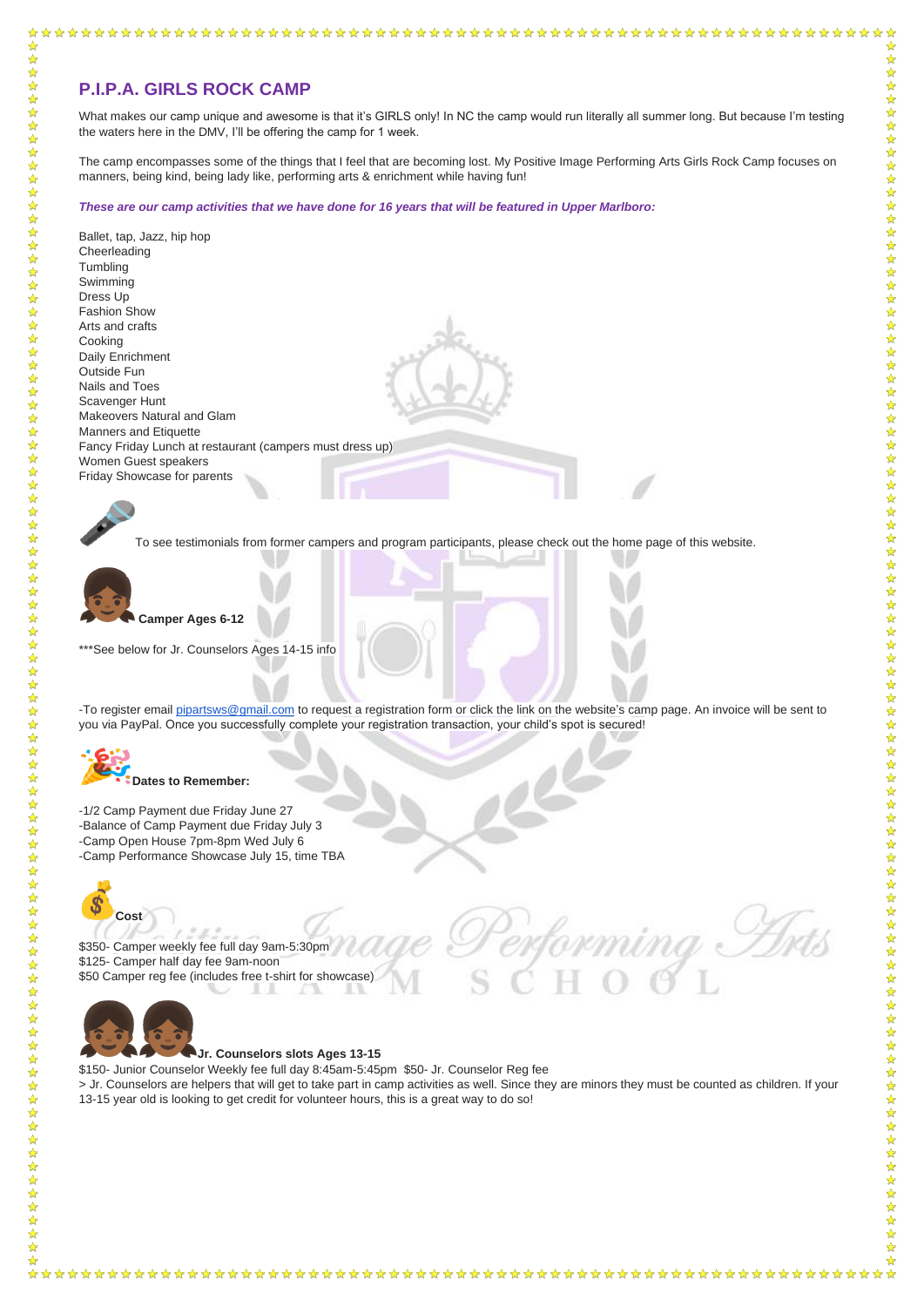## P.I.P.A. GIRLS ROCK CAMP

What makes our camp unique and awesome is that it's GIRLS only! In NC the camp would run literally all summer long. But because I'm testing the waters here in the DMV, I'll be offering the camp for 1 week.

The camp encompasses some of the things that I feel that are becoming lost. My Positive Image Performing Arts Girls Rock Camp focuses on manners, being kind, being lady like, performing arts & enrichment while having fun!

***These are our camp activities that we have done for 16 years that will be featured in Upper Marlboro:***

Ballet, tap, Jazz, hip hop
Cheerleading
Tumbling
Swimming
Dress Up
Fashion Show
Arts and crafts
Cooking
Daily Enrichment
Outside Fun
Nails and Toes
Scavenger Hunt
Makeovers Natural and Glam
Manners and Etiquette
Fancy Friday Lunch at restaurant (campers must dress up)
Women Guest speakers
Friday Showcase for parents

To see testimonials from former campers and program participants, please check out the home page of this website.

**Camper Ages 6-12**

***See below for Jr. Counselors Ages 14-15 info

-To register email pipartsws@gmail.com to request a registration form or click the link on the website's camp page. An invoice will be sent to you via PayPal. Once you successfully complete your registration transaction, your child's spot is secured!

**Dates to Remember:**

-1/2 Camp Payment due Friday June 27
-Balance of Camp Payment due Friday July 3
-Camp Open House 7pm-8pm Wed July 6
-Camp Performance Showcase July 15, time TBA

**Cost**

$350- Camper weekly fee full day 9am-5:30pm
$125- Camper half day fee 9am-noon
$50 Camper reg fee (includes free t-shirt for showcase)

**Jr. Counselors slots Ages 13-15**

$150- Junior Counselor Weekly fee full day 8:45am-5:45pm $50- Jr. Counselor Reg fee
> Jr. Counselors are helpers that will get to take part in camp activities as well. Since they are minors they must be counted as children. If your 13-15 year old is looking to get credit for volunteer hours, this is a great way to do so!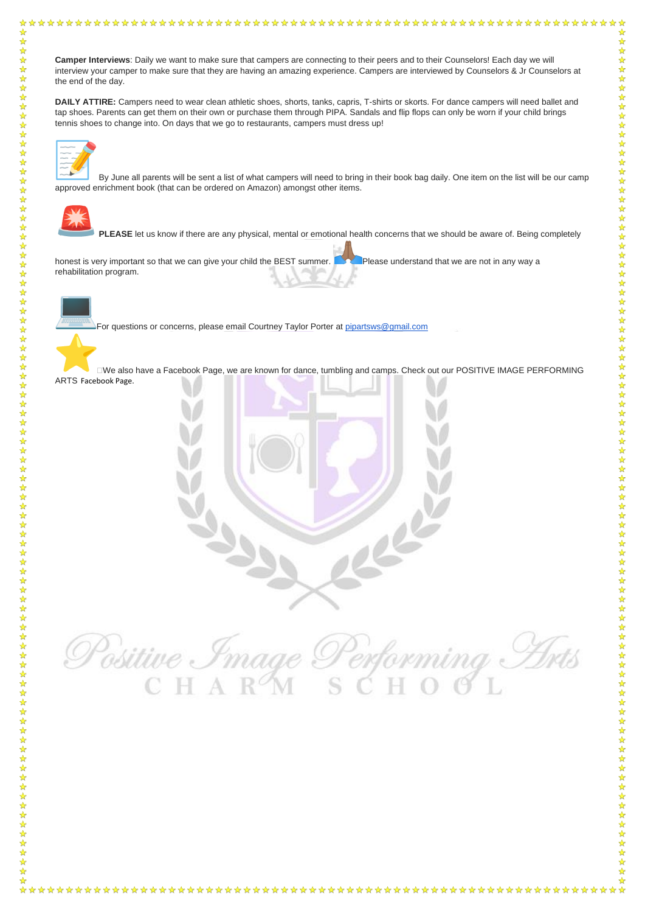**Camper Interviews**: Daily we want to make sure that campers are connecting to their peers and to their Counselors! Each day we will interview your camper to make sure that they are having an amazing experience. Campers are interviewed by Counselors & Jr Counselors at the end of the day.

**DAILY ATTIRE:** Campers need to wear clean athletic shoes, shorts, tanks, capris, T-shirts or skorts. For dance campers will need ballet and tap shoes. Parents can get them on their own or purchase them through PIPA. Sandals and flip flops can only be worn if your child brings tennis shoes to change into. On days that we go to restaurants, campers must dress up!

By June all parents will be sent a list of what campers will need to bring in their book bag daily. One item on the list will be our camp approved enrichment book (that can be ordered on Amazon) amongst other items.

**PLEASE** let us know if there are any physical, mental or emotional health concerns that we should be aware of. Being completely honest is very important so that we can give your child the BEST summer. Please understand that we are not in any way a rehabilitation program.

For questions or concerns, please email Courtney Taylor Porter at pipartsws@gmail.com

We also have a Facebook Page, we are known for dance, tumbling and camps. Check out our POSITIVE IMAGE PERFORMING ARTS Facebook Page.

Positive Image Performing Arts
CHARM SCHOOL